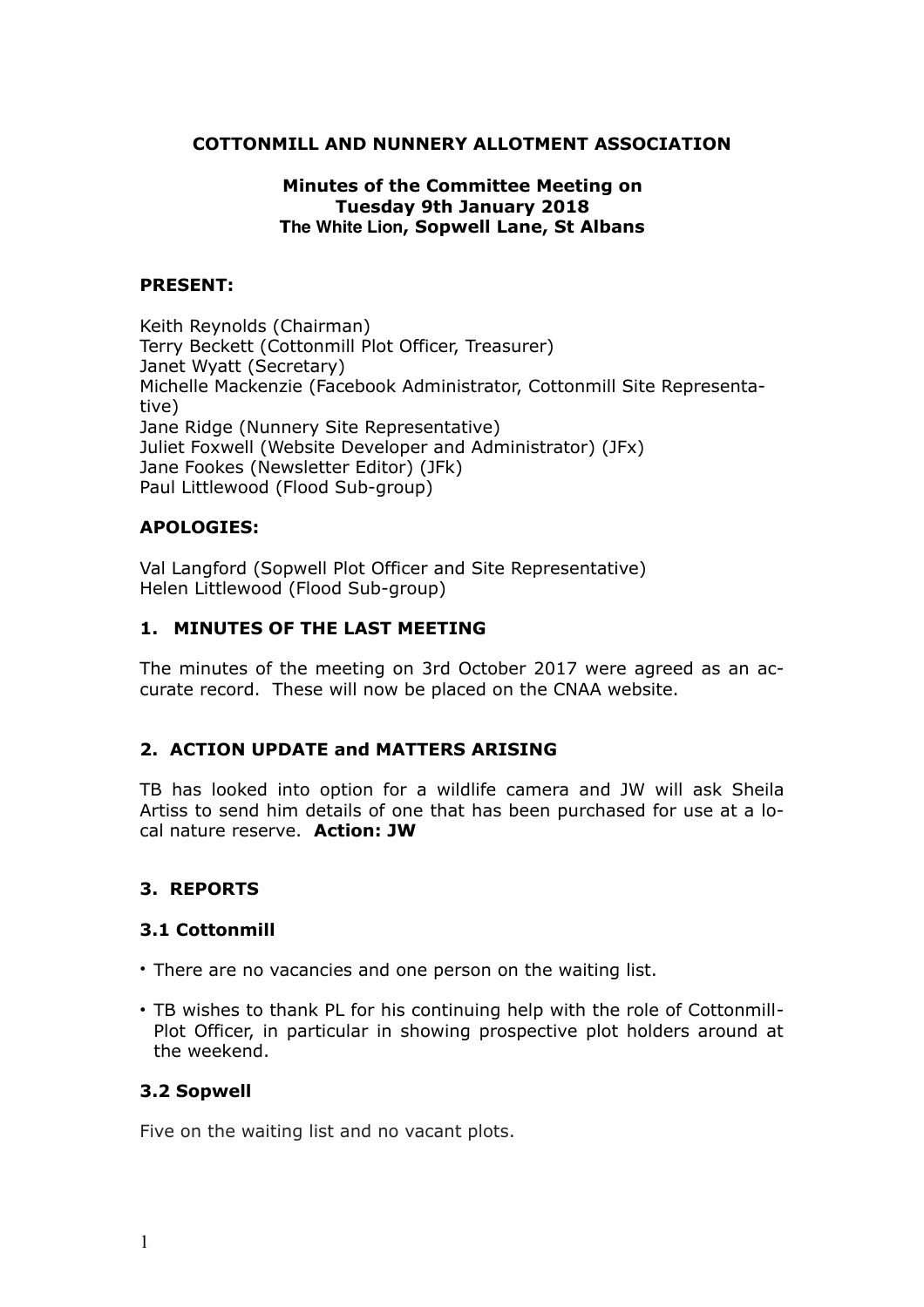**COTTONMILL AND NUNNERY ALLOTMENT ASSOCIATION**

**Minutes of the Committee Meeting on**
**Tuesday 9th January 2018**
**The White Lion, Sopwell Lane, St Albans**

**PRESENT:**

Keith Reynolds (Chairman)
Terry Beckett (Cottonmill Plot Officer, Treasurer)
Janet Wyatt (Secretary)
Michelle Mackenzie (Facebook Administrator, Cottonmill Site Representative)
Jane Ridge (Nunnery Site Representative)
Juliet Foxwell (Website Developer and Administrator) (JFx)
Jane Fookes (Newsletter Editor) (JFk)
Paul Littlewood (Flood Sub-group)

**APOLOGIES:**

Val Langford (Sopwell Plot Officer and Site Representative)
Helen Littlewood (Flood Sub-group)

## 1. MINUTES OF THE LAST MEETING

The minutes of the meeting on 3rd October 2017 were agreed as an accurate record. These will now be placed on the CNAA website.

## 2. ACTION UPDATE and MATTERS ARISING

TB has looked into option for a wildlife camera and JW will ask Sheila Artiss to send him details of one that has been purchased for use at a local nature reserve. **Action: JW**

## 3. REPORTS

### 3.1 Cottonmill

- There are no vacancies and one person on the waiting list.
- TB wishes to thank PL for his continuing help with the role of Cottonmill-Plot Officer, in particular in showing prospective plot holders around at the weekend.

### 3.2 Sopwell

Five on the waiting list and no vacant plots.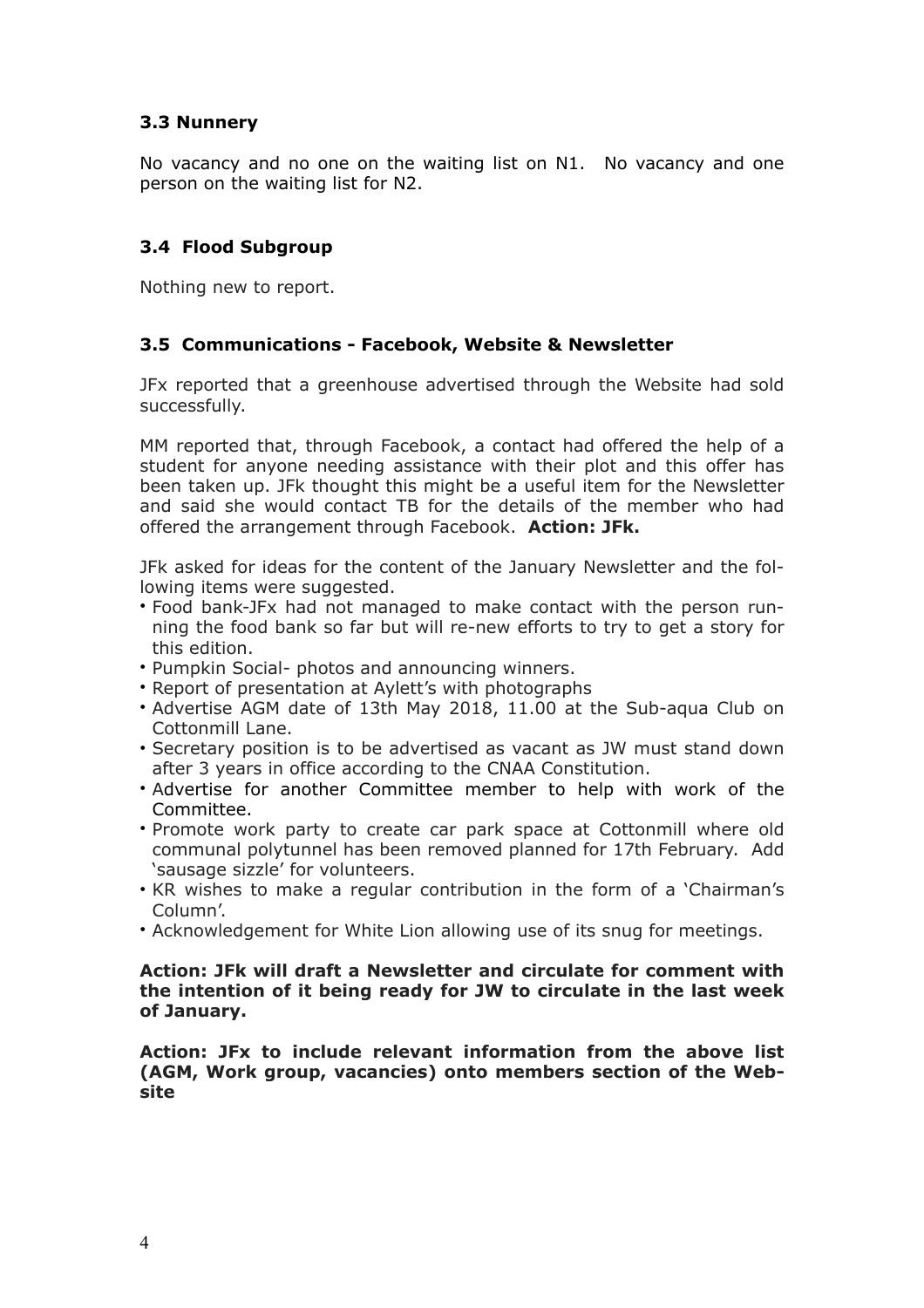### 3.3 Nunnery

No vacancy and no one on the waiting list on N1. No vacancy and one person on the waiting list for N2.

### 3.4 Flood Subgroup

Nothing new to report.

### 3.5 Communications - Facebook, Website & Newsletter

JFx reported that a greenhouse advertised through the Website had sold successfully.

MM reported that, through Facebook, a contact had offered the help of a student for anyone needing assistance with their plot and this offer has been taken up. JFk thought this might be a useful item for the Newsletter and said she would contact TB for the details of the member who had offered the arrangement through Facebook. **Action: JFk.**

JFk asked for ideas for the content of the January Newsletter and the following items were suggested.

- Food bank-JFx had not managed to make contact with the person running the food bank so far but will re-new efforts to try to get a story for this edition.
- Pumpkin Social- photos and announcing winners.
- Report of presentation at Aylett's with photographs
- Advertise AGM date of 13th May 2018, 11.00 at the Sub-aqua Club on Cottonmill Lane.
- Secretary position is to be advertised as vacant as JW must stand down after 3 years in office according to the CNAA Constitution.
- Advertise for another Committee member to help with work of the Committee.
- Promote work party to create car park space at Cottonmill where old communal polytunnel has been removed planned for 17th February. Add 'sausage sizzle' for volunteers.
- KR wishes to make a regular contribution in the form of a 'Chairman's Column'.
- Acknowledgement for White Lion allowing use of its snug for meetings.

**Action: JFk will draft a Newsletter and circulate for comment with the intention of it being ready for JW to circulate in the last week of January.**

**Action: JFx to include relevant information from the above list (AGM, Work group, vacancies) onto members section of the Website**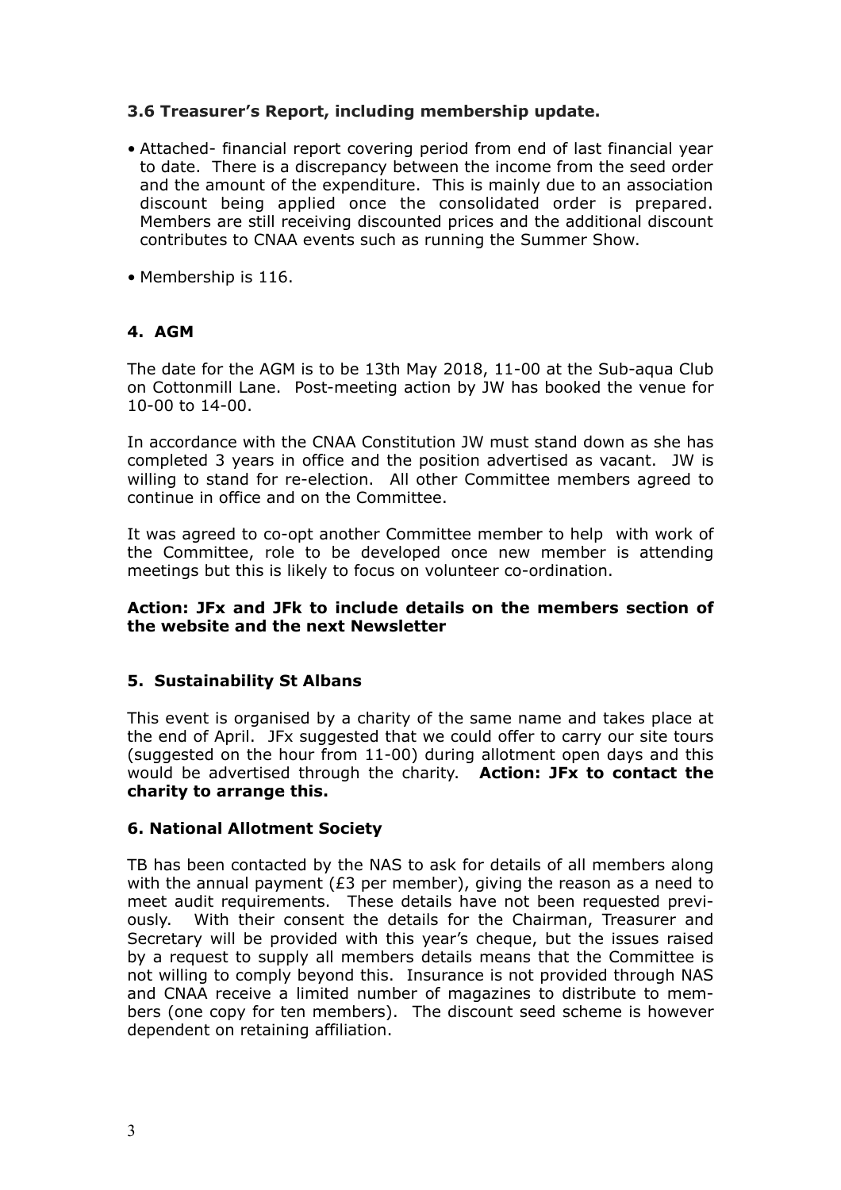### 3.6 Treasurer's Report, including membership update.

- Attached- financial report covering period from end of last financial year to date. There is a discrepancy between the income from the seed order and the amount of the expenditure. This is mainly due to an association discount being applied once the consolidated order is prepared. Members are still receiving discounted prices and the additional discount contributes to CNAA events such as running the Summer Show.
- Membership is 116.

## 4. AGM

The date for the AGM is to be 13th May 2018, 11-00 at the Sub-aqua Club on Cottonmill Lane. Post-meeting action by JW has booked the venue for 10-00 to 14-00.

In accordance with the CNAA Constitution JW must stand down as she has completed 3 years in office and the position advertised as vacant. JW is willing to stand for re-election. All other Committee members agreed to continue in office and on the Committee.

It was agreed to co-opt another Committee member to help with work of the Committee, role to be developed once new member is attending meetings but this is likely to focus on volunteer co-ordination.

**Action: JFx and JFk to include details on the members section of the website and the next Newsletter**

## 5. Sustainability St Albans

This event is organised by a charity of the same name and takes place at the end of April. JFx suggested that we could offer to carry our site tours (suggested on the hour from 11-00) during allotment open days and this would be advertised through the charity. **Action: JFx to contact the charity to arrange this.**

## 6. National Allotment Society

TB has been contacted by the NAS to ask for details of all members along with the annual payment (£3 per member), giving the reason as a need to meet audit requirements. These details have not been requested previously. With their consent the details for the Chairman, Treasurer and Secretary will be provided with this year's cheque, but the issues raised by a request to supply all members details means that the Committee is not willing to comply beyond this. Insurance is not provided through NAS and CNAA receive a limited number of magazines to distribute to members (one copy for ten members). The discount seed scheme is however dependent on retaining affiliation.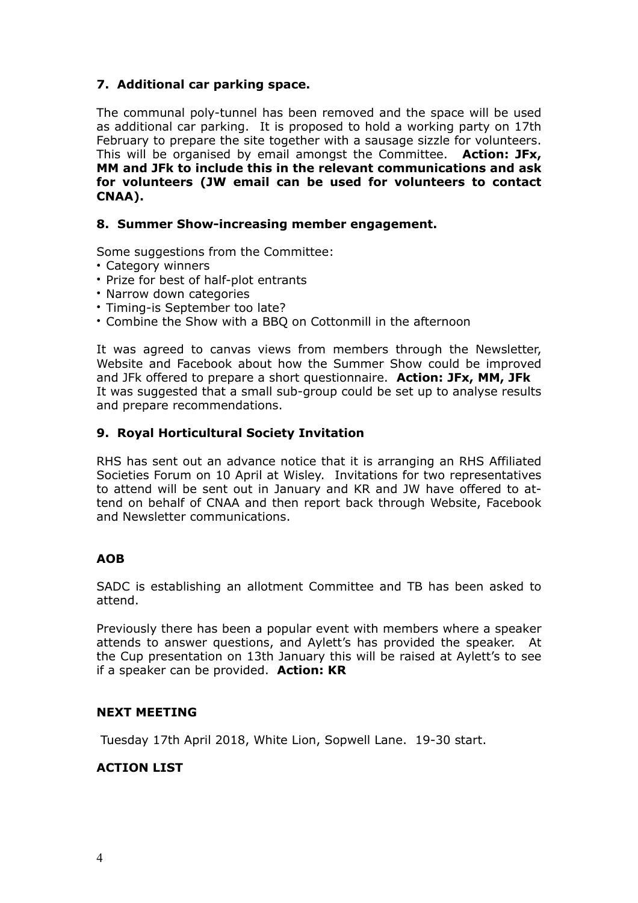### 7. Additional car parking space.

The communal poly-tunnel has been removed and the space will be used as additional car parking. It is proposed to hold a working party on 17th February to prepare the site together with a sausage sizzle for volunteers. This will be organised by email amongst the Committee. **Action: JFx, MM and JFk to include this in the relevant communications and ask for volunteers (JW email can be used for volunteers to contact CNAA).**

### 8. Summer Show-increasing member engagement.

Some suggestions from the Committee:

- Category winners
- Prize for best of half-plot entrants
- Narrow down categories
- Timing-is September too late?
- Combine the Show with a BBQ on Cottonmill in the afternoon

It was agreed to canvas views from members through the Newsletter, Website and Facebook about how the Summer Show could be improved and JFk offered to prepare a short questionnaire. **Action: JFx, MM, JFk**
It was suggested that a small sub-group could be set up to analyse results and prepare recommendations.

### 9. Royal Horticultural Society Invitation

RHS has sent out an advance notice that it is arranging an RHS Affiliated Societies Forum on 10 April at Wisley. Invitations for two representatives to attend will be sent out in January and KR and JW have offered to attend on behalf of CNAA and then report back through Website, Facebook and Newsletter communications.

### AOB

SADC is establishing an allotment Committee and TB has been asked to attend.

Previously there has been a popular event with members where a speaker attends to answer questions, and Aylett's has provided the speaker. At the Cup presentation on 13th January this will be raised at Aylett's to see if a speaker can be provided. **Action: KR**

### NEXT MEETING

Tuesday 17th April 2018, White Lion, Sopwell Lane. 19-30 start.

### ACTION LIST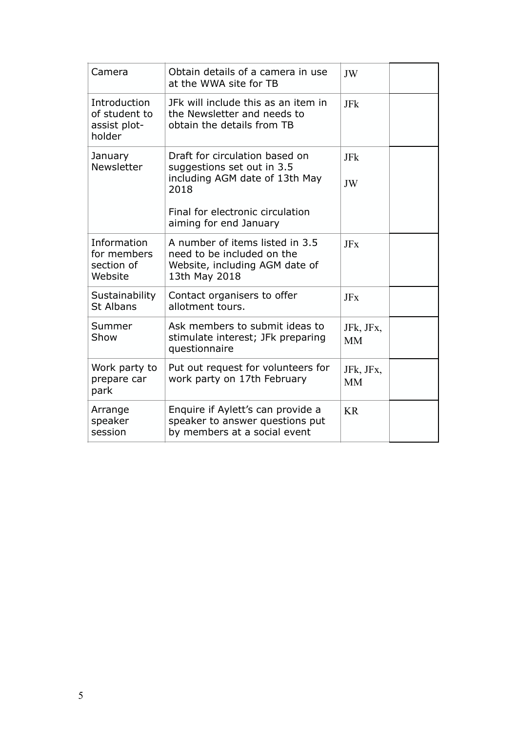| Camera | Obtain details of a camera in use at the WWA site for TB | JW | |
|---|---|---|---|
| Introduction of student to assist plot-holder | JFk will include this as an item in the Newsletter and needs to obtain the details from TB | JFk | |
| January Newsletter | Draft for circulation based on suggestions set out in 3.5 including AGM date of 13th May 2018<br><br>Final for electronic circulation aiming for end January | JFk<br><br>JW | |
| Information for members section of Website | A number of items listed in 3.5 need to be included on the Website, including AGM date of 13th May 2018 | JFx | |
| Sustainability St Albans | Contact organisers to offer allotment tours. | JFx | |
| Summer Show | Ask members to submit ideas to stimulate interest; JFk preparing questionnaire | JFk, JFx, MM | |
| Work party to prepare car park | Put out request for volunteers for work party on 17th February | JFk, JFx, MM | |
| Arrange speaker session | Enquire if Aylett's can provide a speaker to answer questions put by members at a social event | KR | |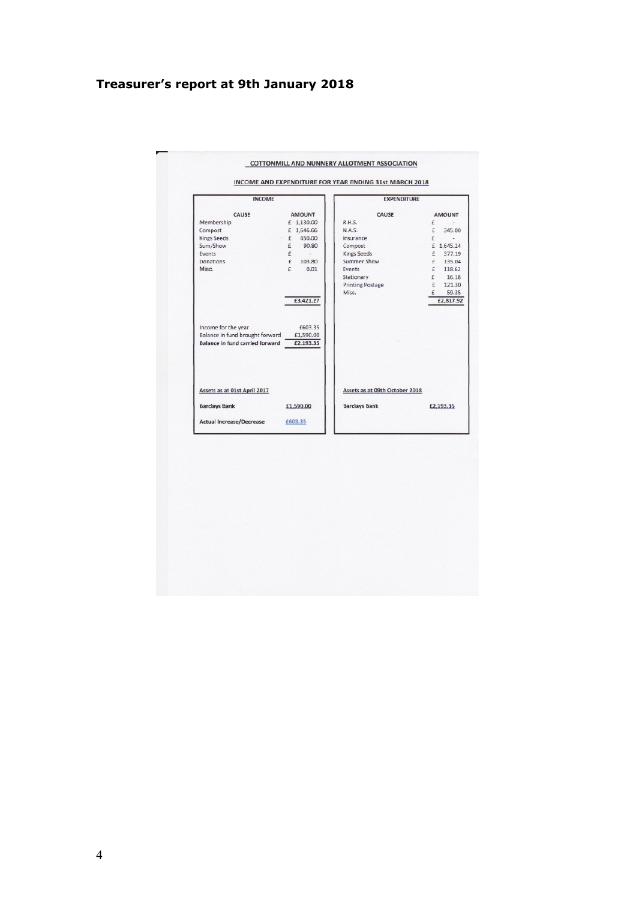# Treasurer's report at 9th January 2018

COTTONMILL AND NUNNERY ALLOTMENT ASSOCIATION

INCOME AND EXPENDITURE FOR YEAR ENDING 31st MARCH 2018

| INCOME | | EXPENDITURE | |
|---|---|---|---|
| CAUSE | AMOUNT | CAUSE | AMOUNT |
| Membership | £ 1,130.00 | R.H.S. | £ - |
| Compost | £ 1,646.66 | N.A.S. | £ 345.00 |
| Kings Seeds | £ 450.00 | Insurance | £ - |
| Sum/Show | £ 90.80 | Compost | £ 1,645.24 |
| Events | £ - | Kings Seeds | £ 377.19 |
| Donations | £ 103.80 | Summer Show | £ 135.04 |
| Misc. | £ 0.01 | Events | £ 118.62 |
| | | Stationary | £ 16.18 |
| | | Printing Postage | £ 121.30 |
| | | Misc. | £ 59.35 |
| | £3,421.27 | | £2,817.92 |
| Income for the year | £603.35 | | |
| Balance in fund brought forward | £1,590.00 | | |
| Balance in fund carried forward | £2,193.35 | | |
| Assets as at 01st April 2017 | | Assets as at 09th October 2018 | |
| Barclays Bank | £1,590.00 | Barclays Bank | £2,193.35 |
| Actual Increase/Decrease | £603.35 | | |